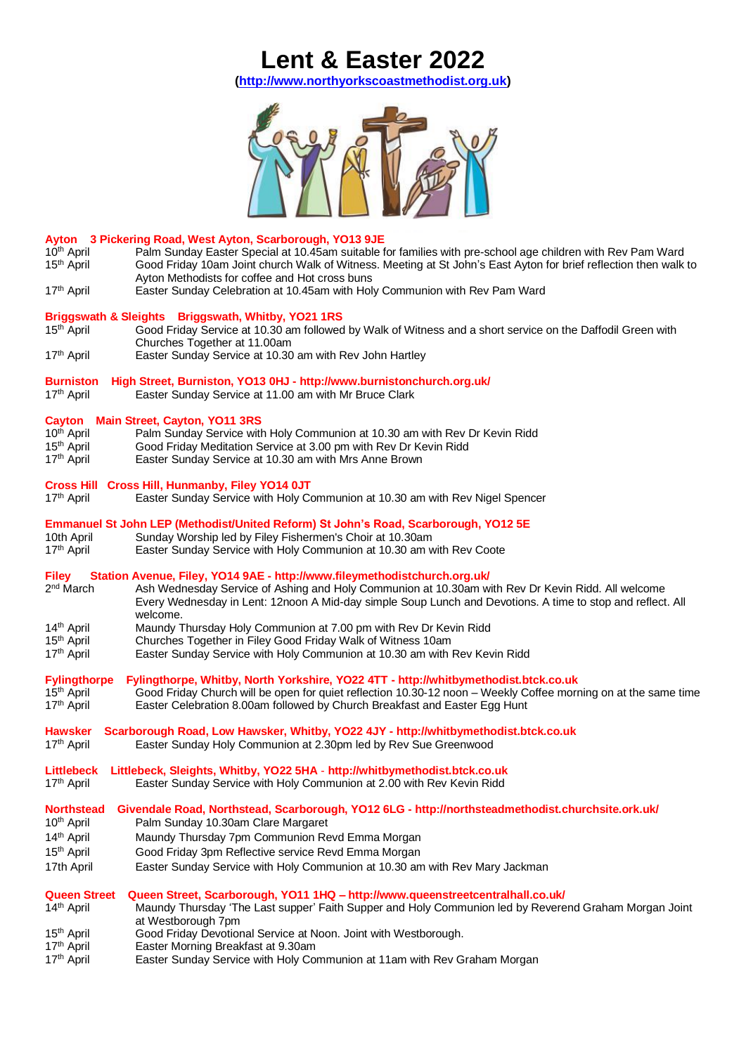# Lent & Easter 2022

**(http://www.northyorkscoastmethodist.org.uk)**

**Ayton 3 Pickering Road, West Ayton, Scarborough, YO13 9JE**

| | |
|---|---|
| 10th April | Palm Sunday Easter Special at 10.45am suitable for families with pre-school age children with Rev Pam Ward |
| 15th April | Good Friday 10am Joint church Walk of Witness. Meeting at St John's East Ayton for brief reflection then walk to Ayton Methodists for coffee and Hot cross buns |
| 17th April | Easter Sunday Celebration at 10.45am with Holy Communion with Rev Pam Ward |

**Briggswath & Sleights Briggswath, Whitby, YO21 1RS**

| | |
|---|---|
| 15th April | Good Friday Service at 10.30 am followed by Walk of Witness and a short service on the Daffodil Green with Churches Together at 11.00am |
| 17th April | Easter Sunday Service at 10.30 am with Rev John Hartley |

**Burniston High Street, Burniston, YO13 0HJ - http://www.burnistonchurch.org.uk/**

| | |
|---|---|
| 17th April | Easter Sunday Service at 11.00 am with Mr Bruce Clark |

**Cayton Main Street, Cayton, YO11 3RS**

| | |
|---|---|
| 10th April | Palm Sunday Service with Holy Communion at 10.30 am with Rev Dr Kevin Ridd |
| 15th April | Good Friday Meditation Service at 3.00 pm with Rev Dr Kevin Ridd |
| 17th April | Easter Sunday Service at 10.30 am with Mrs Anne Brown |

**Cross Hill Cross Hill, Hunmanby, Filey YO14 0JT**

| | |
|---|---|
| 17th April | Easter Sunday Service with Holy Communion at 10.30 am with Rev Nigel Spencer |

**Emmanuel St John LEP (Methodist/United Reform) St John's Road, Scarborough, YO12 5E**

| | |
|---|---|
| 10th April | Sunday Worship led by Filey Fishermen's Choir at 10.30am |
| 17th April | Easter Sunday Service with Holy Communion at 10.30 am with Rev Coote |

**Filey Station Avenue, Filey, YO14 9AE - http://www.fileymethodistchurch.org.uk/**

| | |
|---|---|
| 2nd March | Ash Wednesday Service of Ashing and Holy Communion at 10.30am with Rev Dr Kevin Ridd. All welcome<br>Every Wednesday in Lent: 12noon A Mid-day simple Soup Lunch and Devotions. A time to stop and reflect. All welcome. |
| 14th April | Maundy Thursday Holy Communion at 7.00 pm with Rev Dr Kevin Ridd |
| 15th April | Churches Together in Filey Good Friday Walk of Witness 10am |
| 17th April | Easter Sunday Service with Holy Communion at 10.30 am with Rev Kevin Ridd |

**Fylingthorpe Fylingthorpe, Whitby, North Yorkshire, YO22 4TT - http://whitbymethodist.btck.co.uk**

| | |
|---|---|
| 15th April | Good Friday Church will be open for quiet reflection 10.30-12 noon – Weekly Coffee morning on at the same time |
| 17th April | Easter Celebration 8.00am followed by Church Breakfast and Easter Egg Hunt |

**Hawsker Scarborough Road, Low Hawsker, Whitby, YO22 4JY - http://whitbymethodist.btck.co.uk**

| | |
|---|---|
| 17th April | Easter Sunday Holy Communion at 2.30pm led by Rev Sue Greenwood |

**Littlebeck Littlebeck, Sleights, Whitby, YO22 5HA - http://whitbymethodist.btck.co.uk**

| | |
|---|---|
| 17th April | Easter Sunday Service with Holy Communion at 2.00 with Rev Kevin Ridd |

**Northstead Givendale Road, Northstead, Scarborough, YO12 6LG - http://northsteadmethodist.churchsite.ork.uk/**

| | |
|---|---|
| 10th April | Palm Sunday 10.30am Clare Margaret |
| 14th April | Maundy Thursday 7pm Communion Revd Emma Morgan |
| 15th April | Good Friday 3pm Reflective service Revd Emma Morgan |
| 17th April | Easter Sunday Service with Holy Communion at 10.30 am with Rev Mary Jackman |

**Queen Street Queen Street, Scarborough, YO11 1HQ – http://www.queenstreetcentralhall.co.uk/**

| | |
|---|---|
| 14th April | Maundy Thursday 'The Last supper' Faith Supper and Holy Communion led by Reverend Graham Morgan Joint at Westborough 7pm |
| 15th April | Good Friday Devotional Service at Noon. Joint with Westborough. |
| 17th April | Easter Morning Breakfast at 9.30am |
| 17th April | Easter Sunday Service with Holy Communion at 11am with Rev Graham Morgan |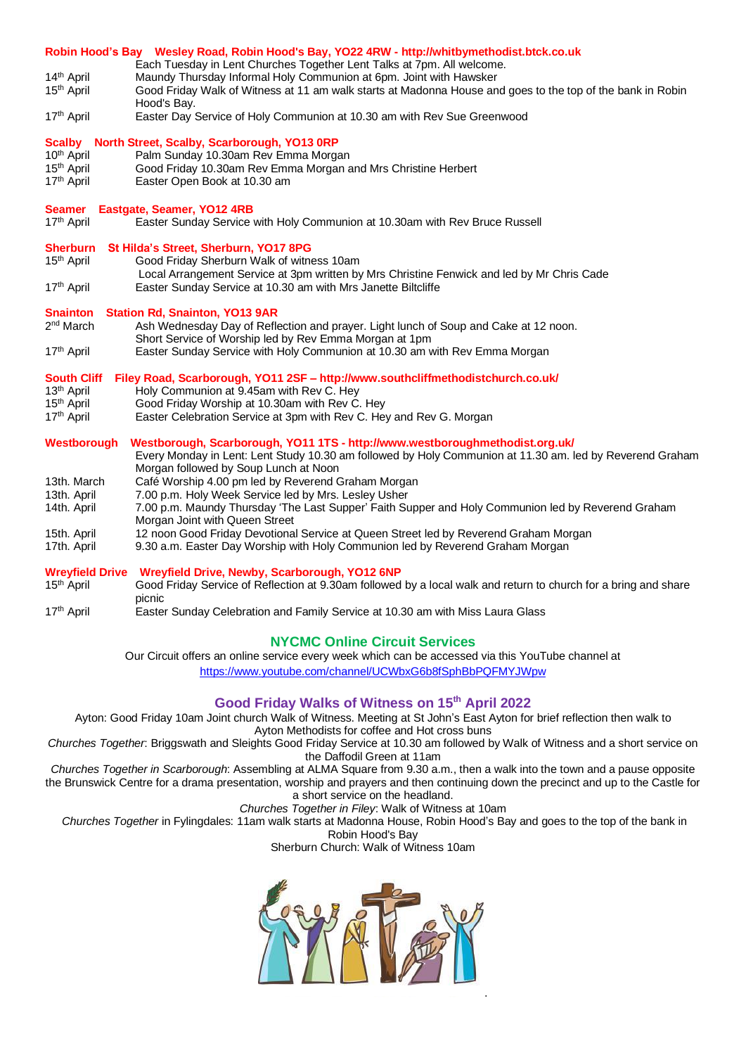**Robin Hood's Bay Wesley Road, Robin Hood's Bay, YO22 4RW - http://whitbymethodist.btck.co.uk**

Each Tuesday in Lent Churches Together Lent Talks at 7pm. All welcome.

14th April Maundy Thursday Informal Holy Communion at 6pm. Joint with Hawsker

15th April Good Friday Walk of Witness at 11 am walk starts at Madonna House and goes to the top of the bank in Robin Hood's Bay.

17th April Easter Day Service of Holy Communion at 10.30 am with Rev Sue Greenwood

**Scalby North Street, Scalby, Scarborough, YO13 0RP**

10th April Palm Sunday 10.30am Rev Emma Morgan

15th April Good Friday 10.30am Rev Emma Morgan and Mrs Christine Herbert

17th April Easter Open Book at 10.30 am

**Seamer Eastgate, Seamer, YO12 4RB**

17th April Easter Sunday Service with Holy Communion at 10.30am with Rev Bruce Russell

**Sherburn St Hilda's Street, Sherburn, YO17 8PG**

15th April Good Friday Sherburn Walk of witness 10am

Local Arrangement Service at 3pm written by Mrs Christine Fenwick and led by Mr Chris Cade

17th April Easter Sunday Service at 10.30 am with Mrs Janette Biltcliffe

**Snainton Station Rd, Snainton, YO13 9AR**

2nd March Ash Wednesday Day of Reflection and prayer. Light lunch of Soup and Cake at 12 noon. Short Service of Worship led by Rev Emma Morgan at 1pm

17th April Easter Sunday Service with Holy Communion at 10.30 am with Rev Emma Morgan

**South Cliff Filey Road, Scarborough, YO11 2SF – http://www.southcliffmethodistchurch.co.uk/**

13th April Holy Communion at 9.45am with Rev C. Hey

15th April Good Friday Worship at 10.30am with Rev C. Hey

17th April Easter Celebration Service at 3pm with Rev C. Hey and Rev G. Morgan

**Westborough Westborough, Scarborough, YO11 1TS - http://www.westboroughmethodist.org.uk/**

Every Monday in Lent: Lent Study 10.30 am followed by Holy Communion at 11.30 am. led by Reverend Graham Morgan followed by Soup Lunch at Noon

13th. March Café Worship 4.00 pm led by Reverend Graham Morgan

13th. April 7.00 p.m. Holy Week Service led by Mrs. Lesley Usher

14th. April 7.00 p.m. Maundy Thursday 'The Last Supper' Faith Supper and Holy Communion led by Reverend Graham Morgan Joint with Queen Street

15th. April 12 noon Good Friday Devotional Service at Queen Street led by Reverend Graham Morgan

17th. April 9.30 a.m. Easter Day Worship with Holy Communion led by Reverend Graham Morgan

**Wreyfield Drive Wreyfield Drive, Newby, Scarborough, YO12 6NP**

15th April Good Friday Service of Reflection at 9.30am followed by a local walk and return to church for a bring and share picnic

17th April Easter Sunday Celebration and Family Service at 10.30 am with Miss Laura Glass

## NYCMC Online Circuit Services

Our Circuit offers an online service every week which can be accessed via this YouTube channel at https://www.youtube.com/channel/UCWbxG6b8fSphBbPQFMYJWpw

## Good Friday Walks of Witness on 15th April 2022

Ayton: Good Friday 10am Joint church Walk of Witness. Meeting at St John's East Ayton for brief reflection then walk to Ayton Methodists for coffee and Hot cross buns

*Churches Together*: Briggswath and Sleights Good Friday Service at 10.30 am followed by Walk of Witness and a short service on the Daffodil Green at 11am

*Churches Together in Scarborough*: Assembling at ALMA Square from 9.30 a.m., then a walk into the town and a pause opposite the Brunswick Centre for a drama presentation, worship and prayers and then continuing down the precinct and up to the Castle for a short service on the headland.

*Churches Together in Filey*: Walk of Witness at 10am

*Churches Together* in Fylingdales: 11am walk starts at Madonna House, Robin Hood's Bay and goes to the top of the bank in Robin Hood's Bay

Sherburn Church: Walk of Witness 10am